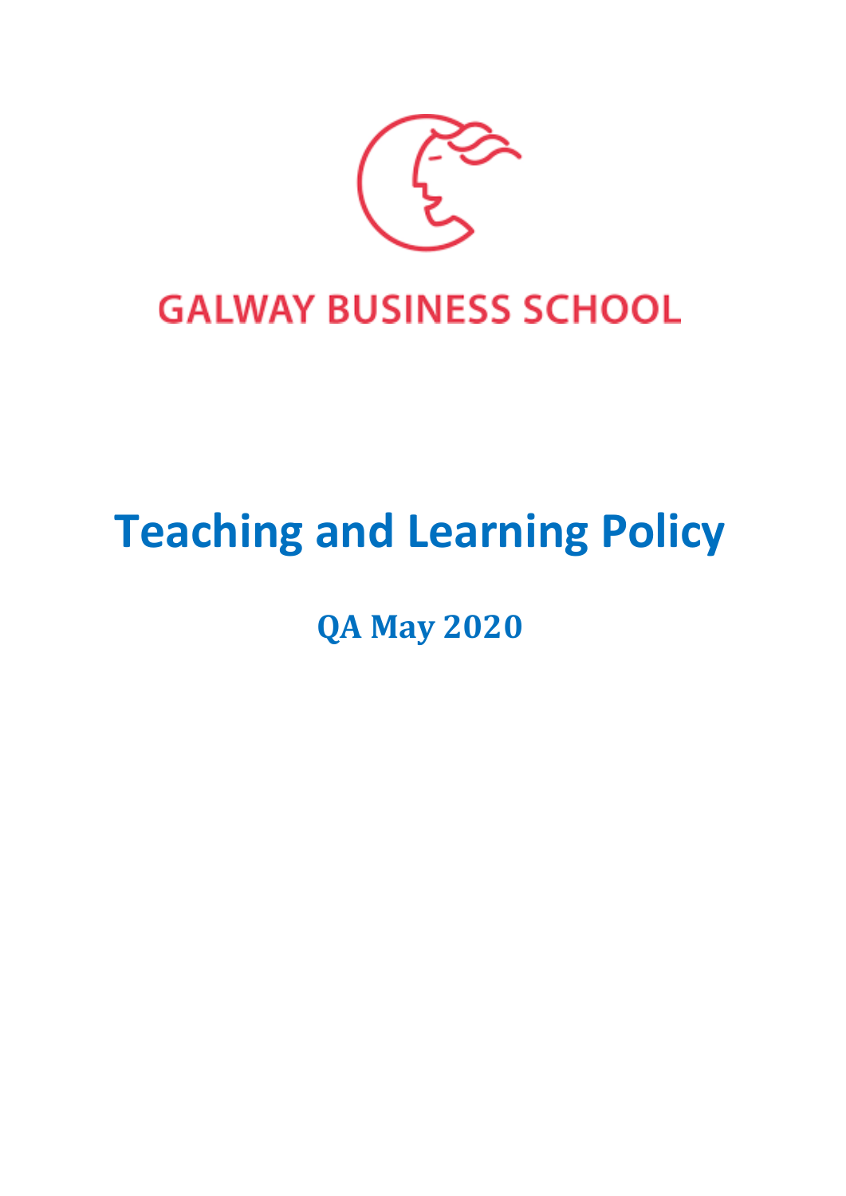GALWAY BUSINESS SCHOOL

# Teaching and Learning Policy

## QA May 2020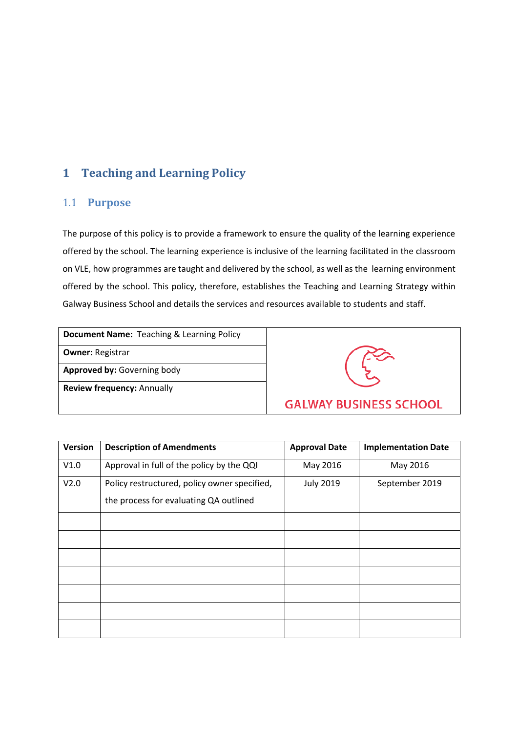# 1 Teaching and Learning Policy

## 1.1 Purpose

The purpose of this policy is to provide a framework to ensure the quality of the learning experience offered by the school. The learning experience is inclusive of the learning facilitated in the classroom on VLE, how programmes are taught and delivered by the school, as well as the learning environment offered by the school. This policy, therefore, establishes the Teaching and Learning Strategy within Galway Business School and details the services and resources available to students and staff.

| | |
|---|---|
| **Document Name:** Teaching & Learning Policy | GALWAY BUSINESS SCHOOL |
| **Owner:** Registrar | |
| **Approved by:** Governing body | |
| **Review frequency:** Annually | |

| Version | Description of Amendments | Approval Date | Implementation Date |
|---|---|---|---|
| V1.0 | Approval in full of the policy by the QQI | May 2016 | May 2016 |
| V2.0 | Policy restructured, policy owner specified, the process for evaluating QA outlined | July 2019 | September 2019 |
| | | | |
| | | | |
| | | | |
| | | | |
| | | | |
| | | | |
| | | | |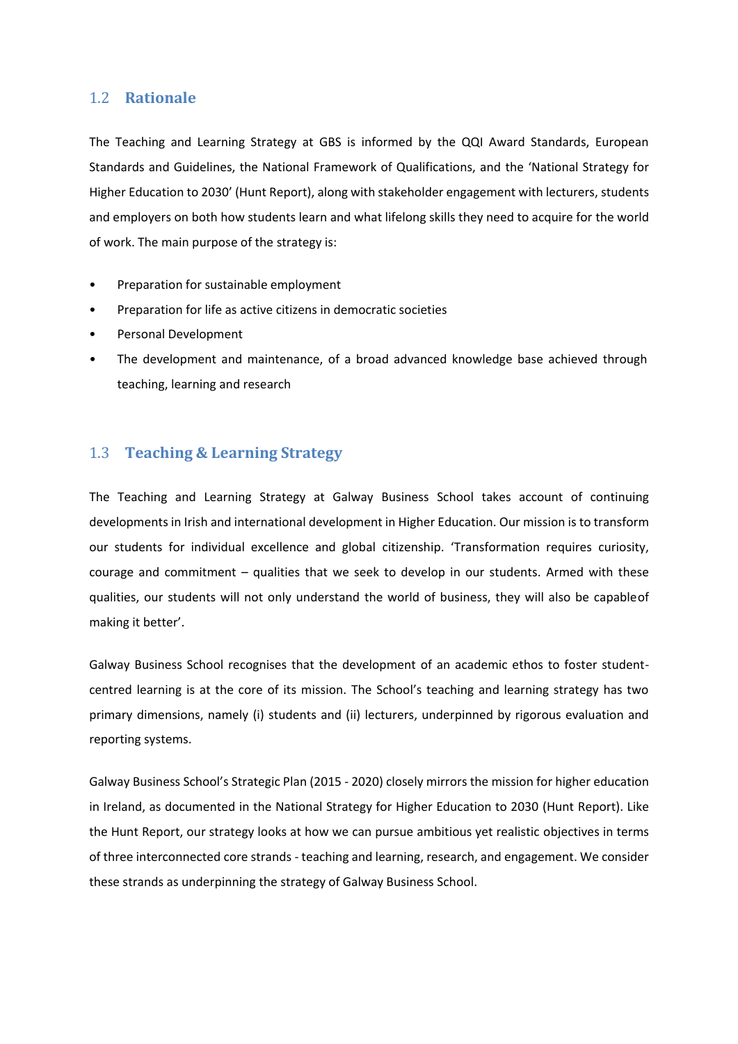## 1.2 Rationale

The Teaching and Learning Strategy at GBS is informed by the QQI Award Standards, European Standards and Guidelines, the National Framework of Qualifications, and the 'National Strategy for Higher Education to 2030' (Hunt Report), along with stakeholder engagement with lecturers, students and employers on both how students learn and what lifelong skills they need to acquire for the world of work. The main purpose of the strategy is:

- Preparation for sustainable employment
- Preparation for life as active citizens in democratic societies
- Personal Development
- The development and maintenance, of a broad advanced knowledge base achieved through teaching, learning and research

## 1.3 Teaching & Learning Strategy

The Teaching and Learning Strategy at Galway Business School takes account of continuing developments in Irish and international development in Higher Education. Our mission is to transform our students for individual excellence and global citizenship. 'Transformation requires curiosity, courage and commitment – qualities that we seek to develop in our students. Armed with these qualities, our students will not only understand the world of business, they will also be capableof making it better'.

Galway Business School recognises that the development of an academic ethos to foster student-centred learning is at the core of its mission. The School's teaching and learning strategy has two primary dimensions, namely (i) students and (ii) lecturers, underpinned by rigorous evaluation and reporting systems.

Galway Business School's Strategic Plan (2015 - 2020) closely mirrors the mission for higher education in Ireland, as documented in the National Strategy for Higher Education to 2030 (Hunt Report). Like the Hunt Report, our strategy looks at how we can pursue ambitious yet realistic objectives in terms of three interconnected core strands - teaching and learning, research, and engagement. We consider these strands as underpinning the strategy of Galway Business School.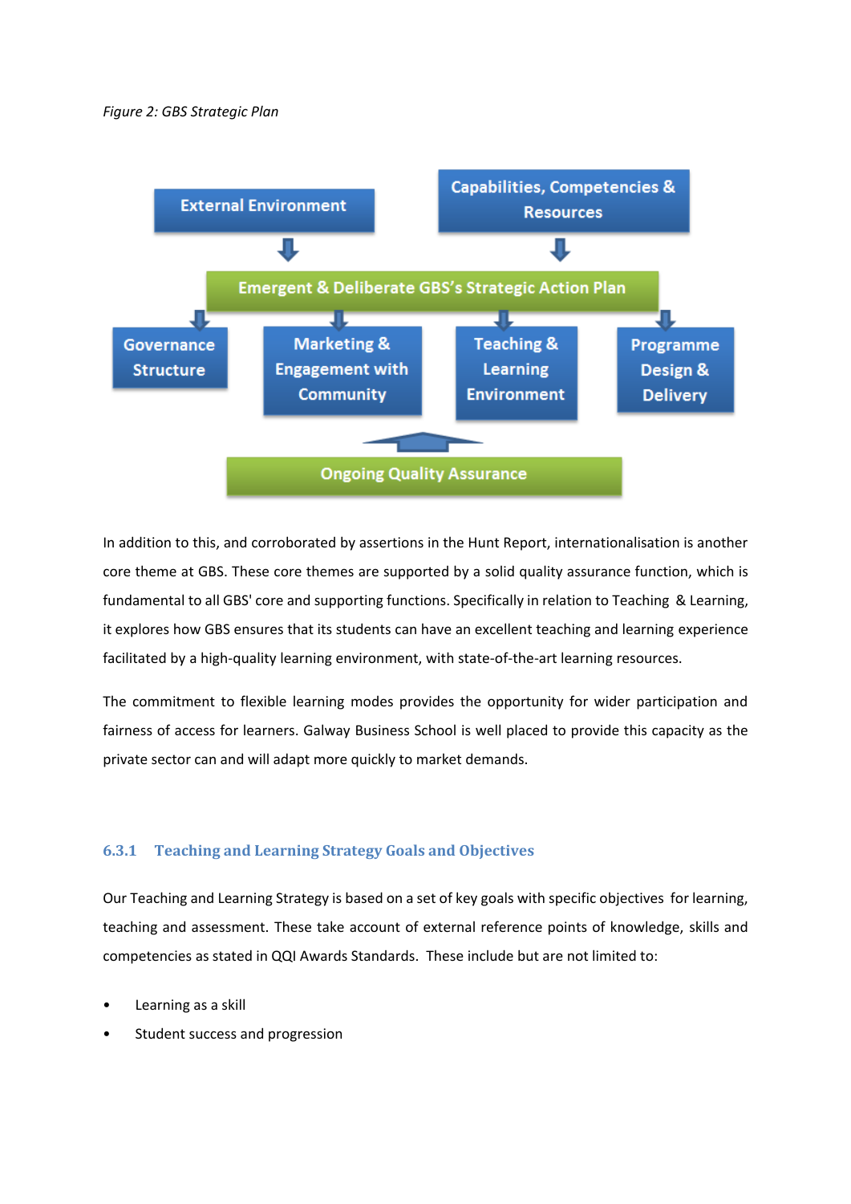*Figure 2: GBS Strategic Plan*

External Environment

Capabilities, Competencies & Resources

Emergent & Deliberate GBS's Strategic Action Plan

Governance Structure

Marketing & Engagement with Community

Teaching & Learning Environment

Programme Design & Delivery

Ongoing Quality Assurance

In addition to this, and corroborated by assertions in the Hunt Report, internationalisation is another core theme at GBS. These core themes are supported by a solid quality assurance function, which is fundamental to all GBS' core and supporting functions. Specifically in relation to Teaching & Learning, it explores how GBS ensures that its students can have an excellent teaching and learning experience facilitated by a high-quality learning environment, with state-of-the-art learning resources.

The commitment to flexible learning modes provides the opportunity for wider participation and fairness of access for learners. Galway Business School is well placed to provide this capacity as the private sector can and will adapt more quickly to market demands.

### 6.3.1 Teaching and Learning Strategy Goals and Objectives

Our Teaching and Learning Strategy is based on a set of key goals with specific objectives for learning, teaching and assessment. These take account of external reference points of knowledge, skills and competencies as stated in QQI Awards Standards. These include but are not limited to:

- Learning as a skill
- Student success and progression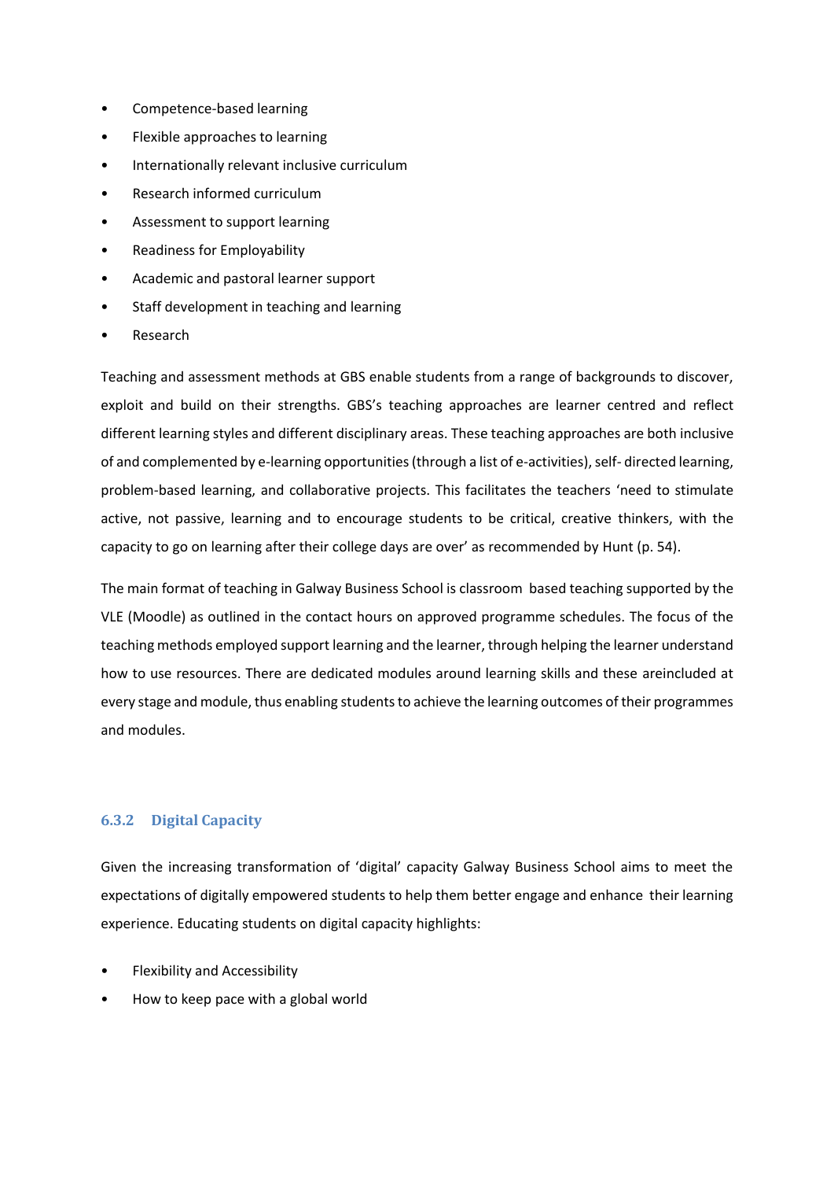- Competence-based learning
- Flexible approaches to learning
- Internationally relevant inclusive curriculum
- Research informed curriculum
- Assessment to support learning
- Readiness for Employability
- Academic and pastoral learner support
- Staff development in teaching and learning
- Research

Teaching and assessment methods at GBS enable students from a range of backgrounds to discover, exploit and build on their strengths. GBS's teaching approaches are learner centred and reflect different learning styles and different disciplinary areas. These teaching approaches are both inclusive of and complemented by e-learning opportunities (through a list of e-activities), self- directed learning, problem-based learning, and collaborative projects. This facilitates the teachers 'need to stimulate active, not passive, learning and to encourage students to be critical, creative thinkers, with the capacity to go on learning after their college days are over' as recommended by Hunt (p. 54).

The main format of teaching in Galway Business School is classroom based teaching supported by the VLE (Moodle) as outlined in the contact hours on approved programme schedules. The focus of the teaching methods employed support learning and the learner, through helping the learner understand how to use resources. There are dedicated modules around learning skills and these areincluded at every stage and module, thus enabling students to achieve the learning outcomes of their programmes and modules.

### 6.3.2 Digital Capacity

Given the increasing transformation of 'digital' capacity Galway Business School aims to meet the expectations of digitally empowered students to help them better engage and enhance their learning experience. Educating students on digital capacity highlights:

- Flexibility and Accessibility
- How to keep pace with a global world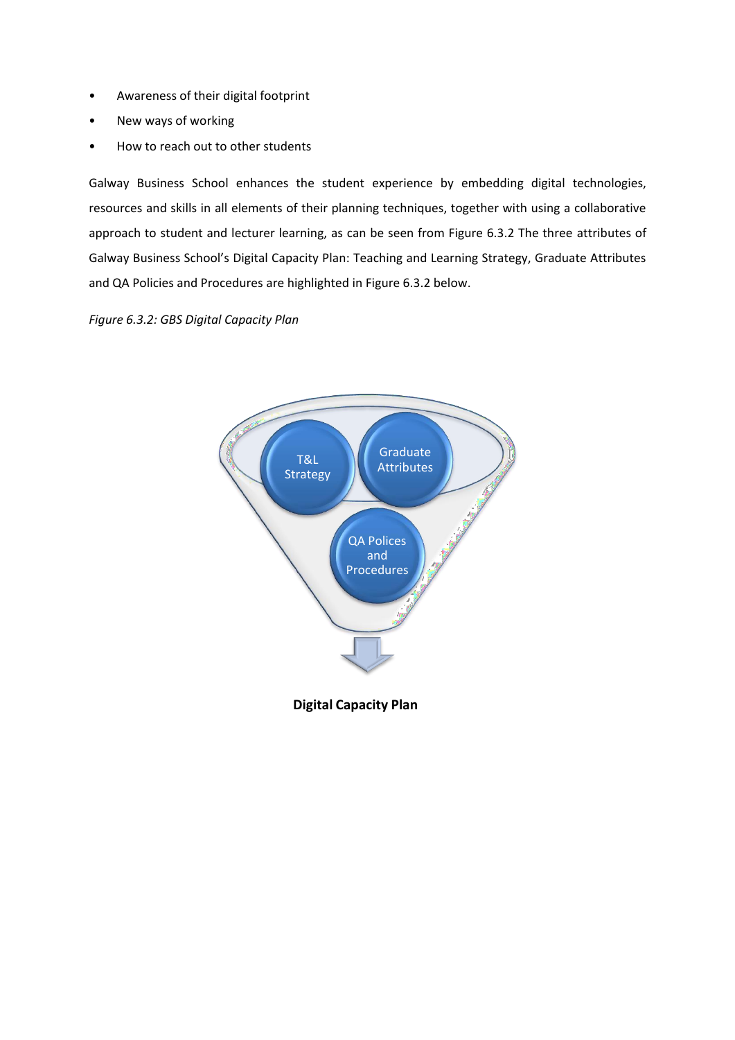- Awareness of their digital footprint
- New ways of working
- How to reach out to other students

Galway Business School enhances the student experience by embedding digital technologies, resources and skills in all elements of their planning techniques, together with using a collaborative approach to student and lecturer learning, as can be seen from Figure 6.3.2 The three attributes of Galway Business School's Digital Capacity Plan: Teaching and Learning Strategy, Graduate Attributes and QA Policies and Procedures are highlighted in Figure 6.3.2 below.

*Figure 6.3.2: GBS Digital Capacity Plan*

T&L Strategy

Graduate Attributes

QA Polices and Procedures

**Digital Capacity Plan**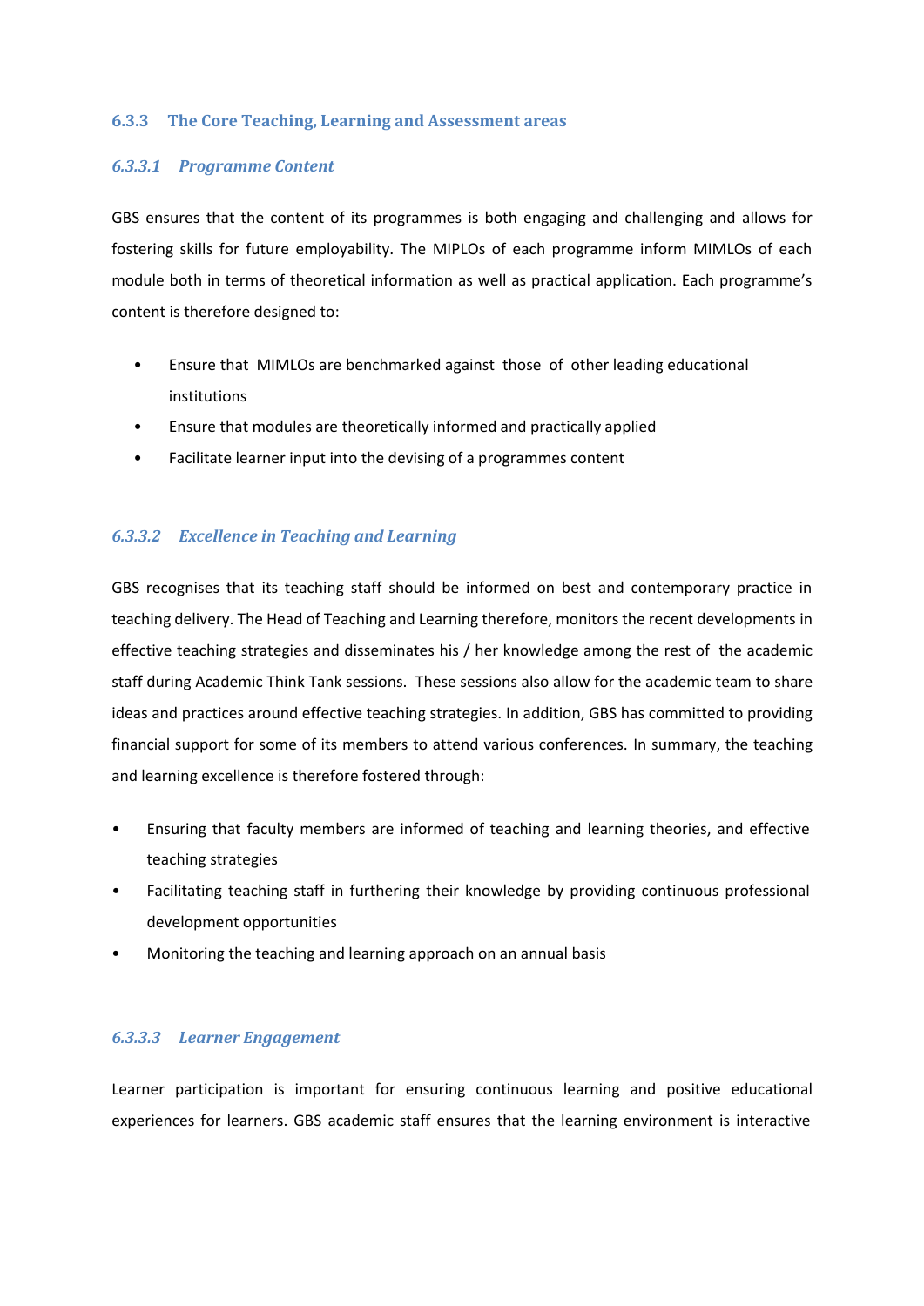### 6.3.3 The Core Teaching, Learning and Assessment areas

#### *6.3.3.1 Programme Content*

GBS ensures that the content of its programmes is both engaging and challenging and allows for fostering skills for future employability. The MIPLOs of each programme inform MIMLOs of each module both in terms of theoretical information as well as practical application. Each programme's content is therefore designed to:

- Ensure that MIMLOs are benchmarked against those of other leading educational institutions
- Ensure that modules are theoretically informed and practically applied
- Facilitate learner input into the devising of a programmes content

#### *6.3.3.2 Excellence in Teaching and Learning*

GBS recognises that its teaching staff should be informed on best and contemporary practice in teaching delivery. The Head of Teaching and Learning therefore, monitors the recent developments in effective teaching strategies and disseminates his / her knowledge among the rest of the academic staff during Academic Think Tank sessions. These sessions also allow for the academic team to share ideas and practices around effective teaching strategies. In addition, GBS has committed to providing financial support for some of its members to attend various conferences. In summary, the teaching and learning excellence is therefore fostered through:

- Ensuring that faculty members are informed of teaching and learning theories, and effective teaching strategies
- Facilitating teaching staff in furthering their knowledge by providing continuous professional development opportunities
- Monitoring the teaching and learning approach on an annual basis

#### *6.3.3.3 Learner Engagement*

Learner participation is important for ensuring continuous learning and positive educational experiences for learners. GBS academic staff ensures that the learning environment is interactive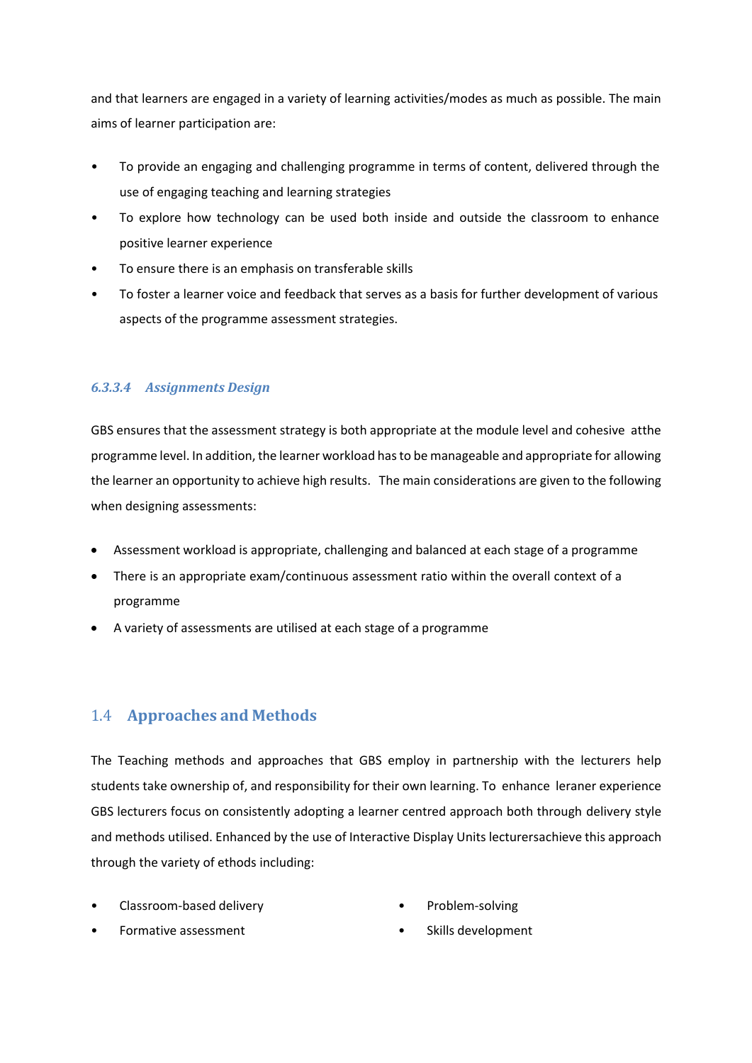and that learners are engaged in a variety of learning activities/modes as much as possible. The main aims of learner participation are:

- To provide an engaging and challenging programme in terms of content, delivered through the use of engaging teaching and learning strategies
- To explore how technology can be used both inside and outside the classroom to enhance positive learner experience
- To ensure there is an emphasis on transferable skills
- To foster a learner voice and feedback that serves as a basis for further development of various aspects of the programme assessment strategies.

#### *6.3.3.4 Assignments Design*

GBS ensures that the assessment strategy is both appropriate at the module level and cohesive atthe programme level. In addition, the learner workload has to be manageable and appropriate for allowing the learner an opportunity to achieve high results. The main considerations are given to the following when designing assessments:

- Assessment workload is appropriate, challenging and balanced at each stage of a programme
- There is an appropriate exam/continuous assessment ratio within the overall context of a programme
- A variety of assessments are utilised at each stage of a programme

## 1.4 Approaches and Methods

The Teaching methods and approaches that GBS employ in partnership with the lecturers help students take ownership of, and responsibility for their own learning. To enhance leraner experience GBS lecturers focus on consistently adopting a learner centred approach both through delivery style and methods utilised. Enhanced by the use of Interactive Display Units lecturersachieve this approach through the variety of ethods including:

- Classroom-based delivery
- Formative assessment
- Problem-solving
- Skills development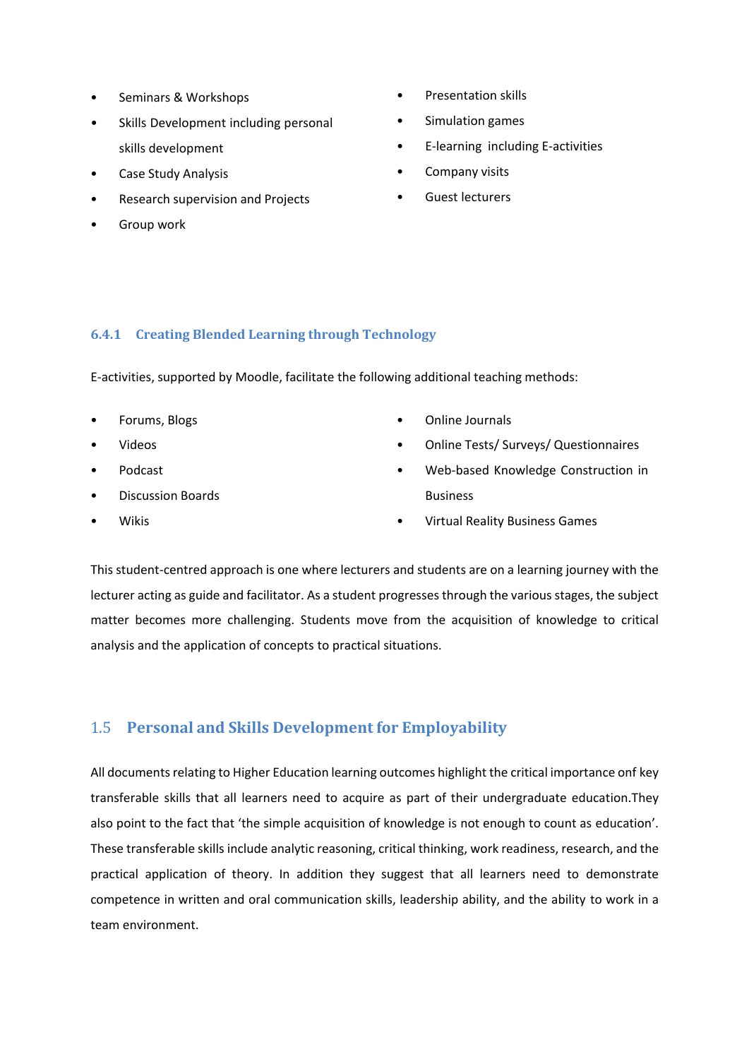- Seminars & Workshops
- Skills Development including personal skills development
- Case Study Analysis
- Research supervision and Projects
- Group work
- Presentation skills
- Simulation games
- E-learning including E-activities
- Company visits
- Guest lecturers

### 6.4.1 Creating Blended Learning through Technology

E-activities, supported by Moodle, facilitate the following additional teaching methods:

- Forums, Blogs
- Videos
- Podcast
- Discussion Boards
- Wikis
- Online Journals
- Online Tests/ Surveys/ Questionnaires
- Web-based Knowledge Construction in Business
- Virtual Reality Business Games

This student-centred approach is one where lecturers and students are on a learning journey with the lecturer acting as guide and facilitator. As a student progresses through the various stages, the subject matter becomes more challenging. Students move from the acquisition of knowledge to critical analysis and the application of concepts to practical situations.

## 1.5 Personal and Skills Development for Employability

All documents relating to Higher Education learning outcomes highlight the critical importance onf key transferable skills that all learners need to acquire as part of their undergraduate education.They also point to the fact that 'the simple acquisition of knowledge is not enough to count as education'. These transferable skills include analytic reasoning, critical thinking, work readiness, research, and the practical application of theory. In addition they suggest that all learners need to demonstrate competence in written and oral communication skills, leadership ability, and the ability to work in a team environment.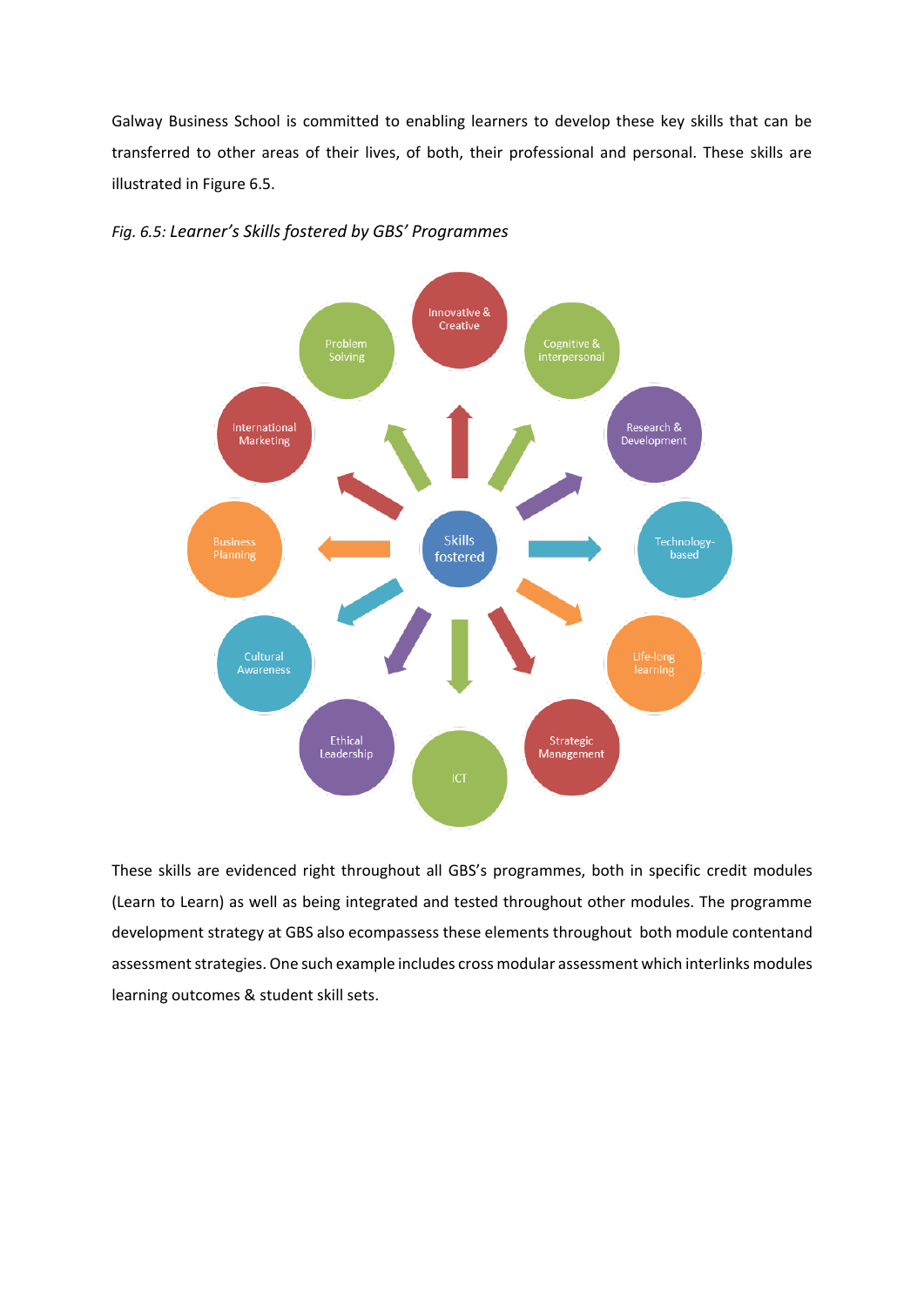Galway Business School is committed to enabling learners to develop these key skills that can be transferred to other areas of their lives, of both, their professional and personal. These skills are illustrated in Figure 6.5.

*Fig. 6.5: Learner's Skills fostered by GBS' Programmes*

Skills fostered

Innovative & Creative

Cognitive & interpersonal

Research & Development

Technology-based

Life-long learning

Strategic Management

ICT

Ethical Leadership

Cultural Awareness

Business Planning

International Marketing

Problem Solving

These skills are evidenced right throughout all GBS's programmes, both in specific credit modules (Learn to Learn) as well as being integrated and tested throughout other modules. The programme development strategy at GBS also ecompassess these elements throughout both module contentand assessment strategies. One such example includes cross modular assessment which interlinks modules learning outcomes & student skill sets.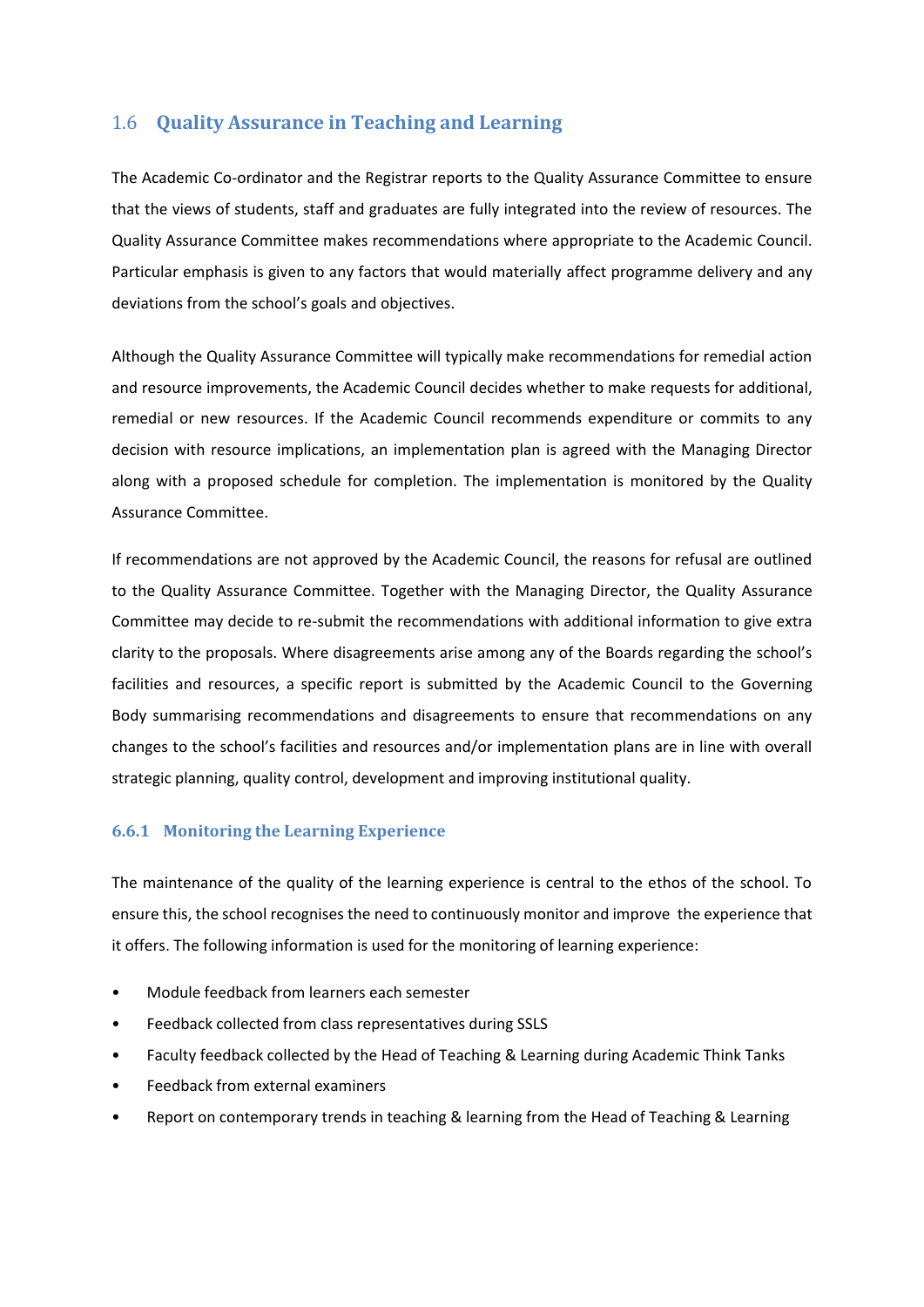## 1.6 Quality Assurance in Teaching and Learning

The Academic Co-ordinator and the Registrar reports to the Quality Assurance Committee to ensure that the views of students, staff and graduates are fully integrated into the review of resources. The Quality Assurance Committee makes recommendations where appropriate to the Academic Council. Particular emphasis is given to any factors that would materially affect programme delivery and any deviations from the school's goals and objectives.

Although the Quality Assurance Committee will typically make recommendations for remedial action and resource improvements, the Academic Council decides whether to make requests for additional, remedial or new resources. If the Academic Council recommends expenditure or commits to any decision with resource implications, an implementation plan is agreed with the Managing Director along with a proposed schedule for completion. The implementation is monitored by the Quality Assurance Committee.

If recommendations are not approved by the Academic Council, the reasons for refusal are outlined to the Quality Assurance Committee. Together with the Managing Director, the Quality Assurance Committee may decide to re-submit the recommendations with additional information to give extra clarity to the proposals. Where disagreements arise among any of the Boards regarding the school's facilities and resources, a specific report is submitted by the Academic Council to the Governing Body summarising recommendations and disagreements to ensure that recommendations on any changes to the school's facilities and resources and/or implementation plans are in line with overall strategic planning, quality control, development and improving institutional quality.

### 6.6.1 Monitoring the Learning Experience

The maintenance of the quality of the learning experience is central to the ethos of the school. To ensure this, the school recognises the need to continuously monitor and improve the experience that it offers. The following information is used for the monitoring of learning experience:

- Module feedback from learners each semester
- Feedback collected from class representatives during SSLS
- Faculty feedback collected by the Head of Teaching & Learning during Academic Think Tanks
- Feedback from external examiners
- Report on contemporary trends in teaching & learning from the Head of Teaching & Learning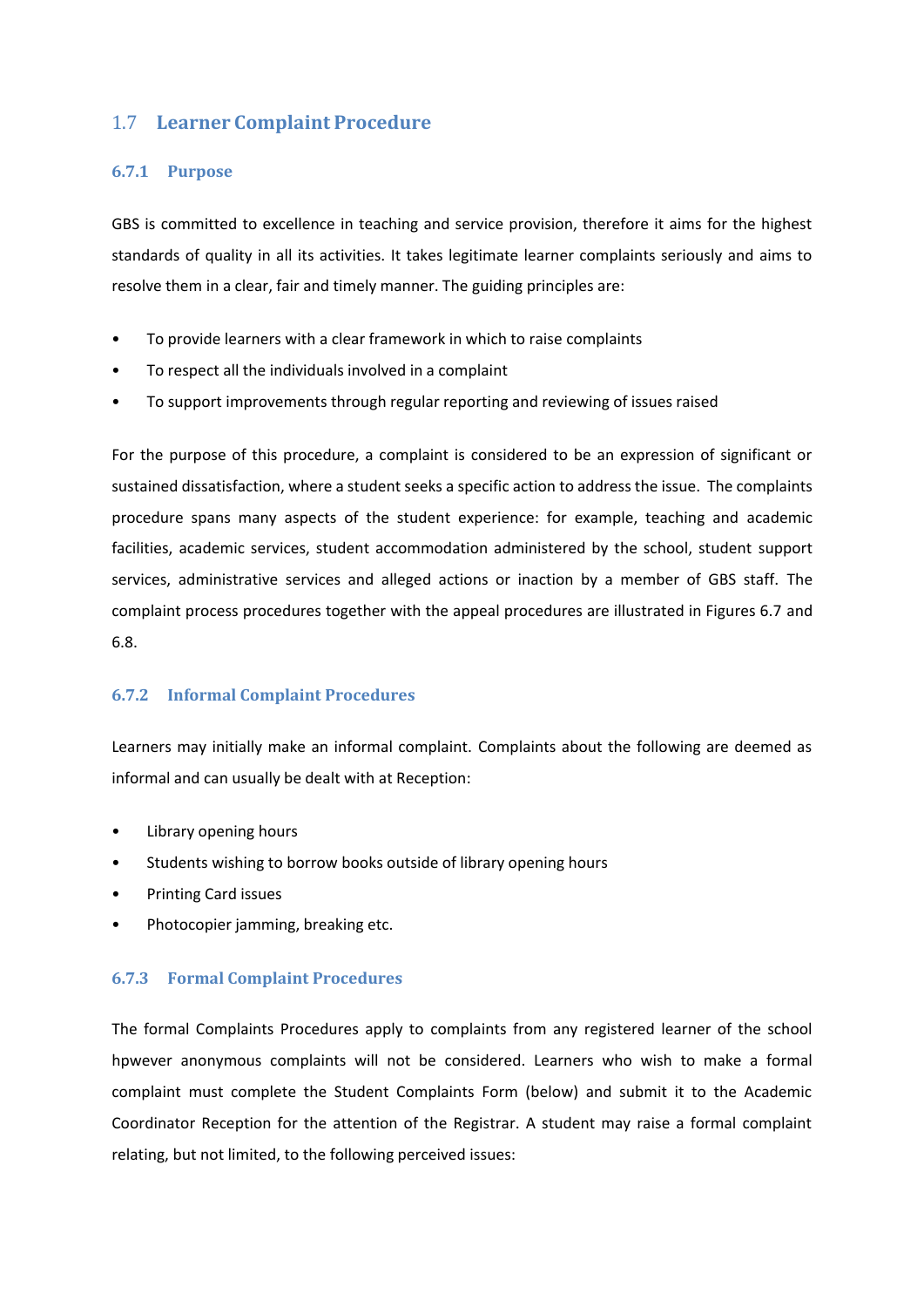## 1.7 Learner Complaint Procedure

### 6.7.1 Purpose

GBS is committed to excellence in teaching and service provision, therefore it aims for the highest standards of quality in all its activities. It takes legitimate learner complaints seriously and aims to resolve them in a clear, fair and timely manner. The guiding principles are:

- To provide learners with a clear framework in which to raise complaints
- To respect all the individuals involved in a complaint
- To support improvements through regular reporting and reviewing of issues raised

For the purpose of this procedure, a complaint is considered to be an expression of significant or sustained dissatisfaction, where a student seeks a specific action to address the issue. The complaints procedure spans many aspects of the student experience: for example, teaching and academic facilities, academic services, student accommodation administered by the school, student support services, administrative services and alleged actions or inaction by a member of GBS staff. The complaint process procedures together with the appeal procedures are illustrated in Figures 6.7 and 6.8.

### 6.7.2 Informal Complaint Procedures

Learners may initially make an informal complaint. Complaints about the following are deemed as informal and can usually be dealt with at Reception:

- Library opening hours
- Students wishing to borrow books outside of library opening hours
- Printing Card issues
- Photocopier jamming, breaking etc.

### 6.7.3 Formal Complaint Procedures

The formal Complaints Procedures apply to complaints from any registered learner of the school hpwever anonymous complaints will not be considered. Learners who wish to make a formal complaint must complete the Student Complaints Form (below) and submit it to the Academic Coordinator Reception for the attention of the Registrar. A student may raise a formal complaint relating, but not limited, to the following perceived issues: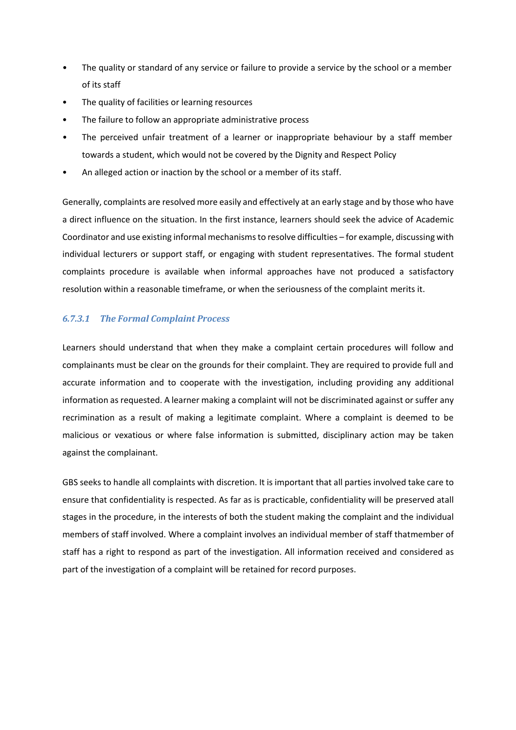- The quality or standard of any service or failure to provide a service by the school or a member of its staff
- The quality of facilities or learning resources
- The failure to follow an appropriate administrative process
- The perceived unfair treatment of a learner or inappropriate behaviour by a staff member towards a student, which would not be covered by the Dignity and Respect Policy
- An alleged action or inaction by the school or a member of its staff.

Generally, complaints are resolved more easily and effectively at an early stage and by those who have a direct influence on the situation. In the first instance, learners should seek the advice of Academic Coordinator and use existing informal mechanisms to resolve difficulties – for example, discussing with individual lecturers or support staff, or engaging with student representatives. The formal student complaints procedure is available when informal approaches have not produced a satisfactory resolution within a reasonable timeframe, or when the seriousness of the complaint merits it.

#### *6.7.3.1 The Formal Complaint Process*

Learners should understand that when they make a complaint certain procedures will follow and complainants must be clear on the grounds for their complaint. They are required to provide full and accurate information and to cooperate with the investigation, including providing any additional information as requested. A learner making a complaint will not be discriminated against or suffer any recrimination as a result of making a legitimate complaint. Where a complaint is deemed to be malicious or vexatious or where false information is submitted, disciplinary action may be taken against the complainant.

GBS seeks to handle all complaints with discretion. It is important that all parties involved take care to ensure that confidentiality is respected. As far as is practicable, confidentiality will be preserved atall stages in the procedure, in the interests of both the student making the complaint and the individual members of staff involved. Where a complaint involves an individual member of staff thatmember of staff has a right to respond as part of the investigation. All information received and considered as part of the investigation of a complaint will be retained for record purposes.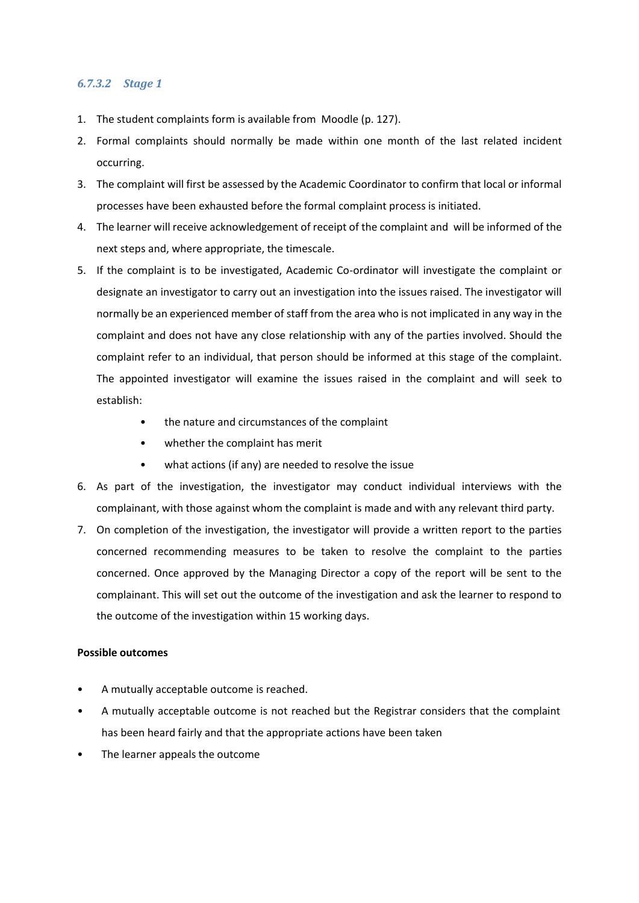#### *6.7.3.2 Stage 1*

1. The student complaints form is available from Moodle (p. 127).
2. Formal complaints should normally be made within one month of the last related incident occurring.
3. The complaint will first be assessed by the Academic Coordinator to confirm that local or informal processes have been exhausted before the formal complaint process is initiated.
4. The learner will receive acknowledgement of receipt of the complaint and will be informed of the next steps and, where appropriate, the timescale.
5. If the complaint is to be investigated, Academic Co-ordinator will investigate the complaint or designate an investigator to carry out an investigation into the issues raised. The investigator will normally be an experienced member of staff from the area who is not implicated in any way in the complaint and does not have any close relationship with any of the parties involved. Should the complaint refer to an individual, that person should be informed at this stage of the complaint. The appointed investigator will examine the issues raised in the complaint and will seek to establish:
    - the nature and circumstances of the complaint
    - whether the complaint has merit
    - what actions (if any) are needed to resolve the issue
6. As part of the investigation, the investigator may conduct individual interviews with the complainant, with those against whom the complaint is made and with any relevant third party.
7. On completion of the investigation, the investigator will provide a written report to the parties concerned recommending measures to be taken to resolve the complaint to the parties concerned. Once approved by the Managing Director a copy of the report will be sent to the complainant. This will set out the outcome of the investigation and ask the learner to respond to the outcome of the investigation within 15 working days.

**Possible outcomes**

- A mutually acceptable outcome is reached.
- A mutually acceptable outcome is not reached but the Registrar considers that the complaint has been heard fairly and that the appropriate actions have been taken
- The learner appeals the outcome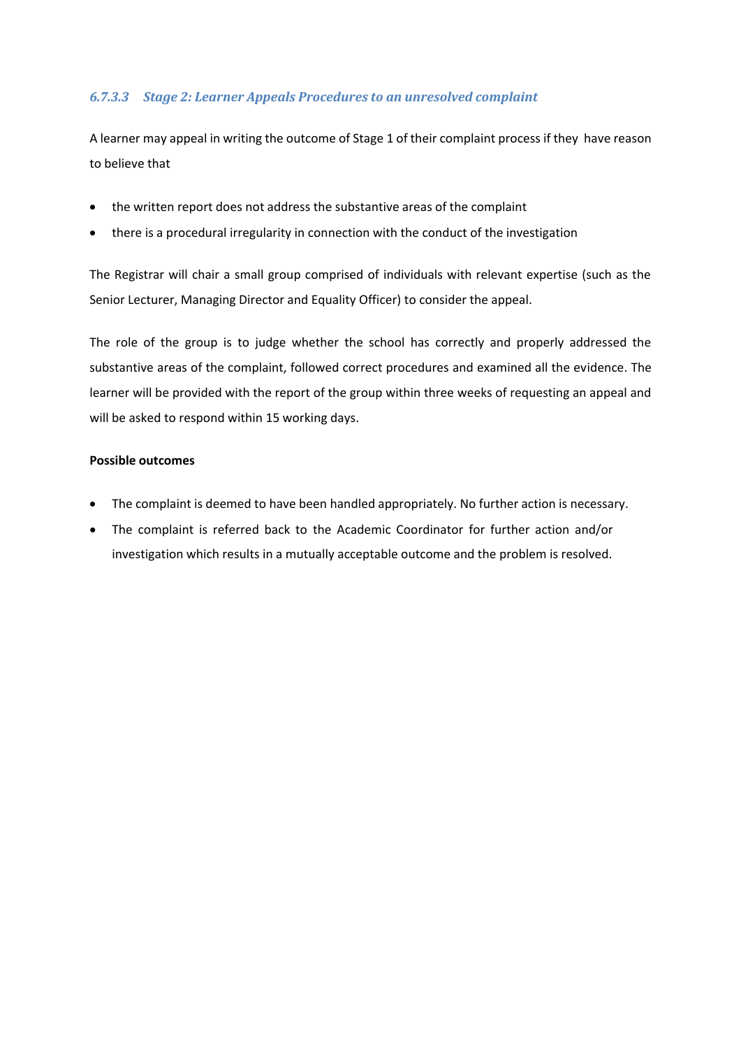#### 6.7.3.3 *Stage 2: Learner Appeals Procedures to an unresolved complaint*

A learner may appeal in writing the outcome of Stage 1 of their complaint process if they have reason to believe that

- the written report does not address the substantive areas of the complaint
- there is a procedural irregularity in connection with the conduct of the investigation

The Registrar will chair a small group comprised of individuals with relevant expertise (such as the Senior Lecturer, Managing Director and Equality Officer) to consider the appeal.

The role of the group is to judge whether the school has correctly and properly addressed the substantive areas of the complaint, followed correct procedures and examined all the evidence. The learner will be provided with the report of the group within three weeks of requesting an appeal and will be asked to respond within 15 working days.

**Possible outcomes**

- The complaint is deemed to have been handled appropriately. No further action is necessary.
- The complaint is referred back to the Academic Coordinator for further action and/or investigation which results in a mutually acceptable outcome and the problem is resolved.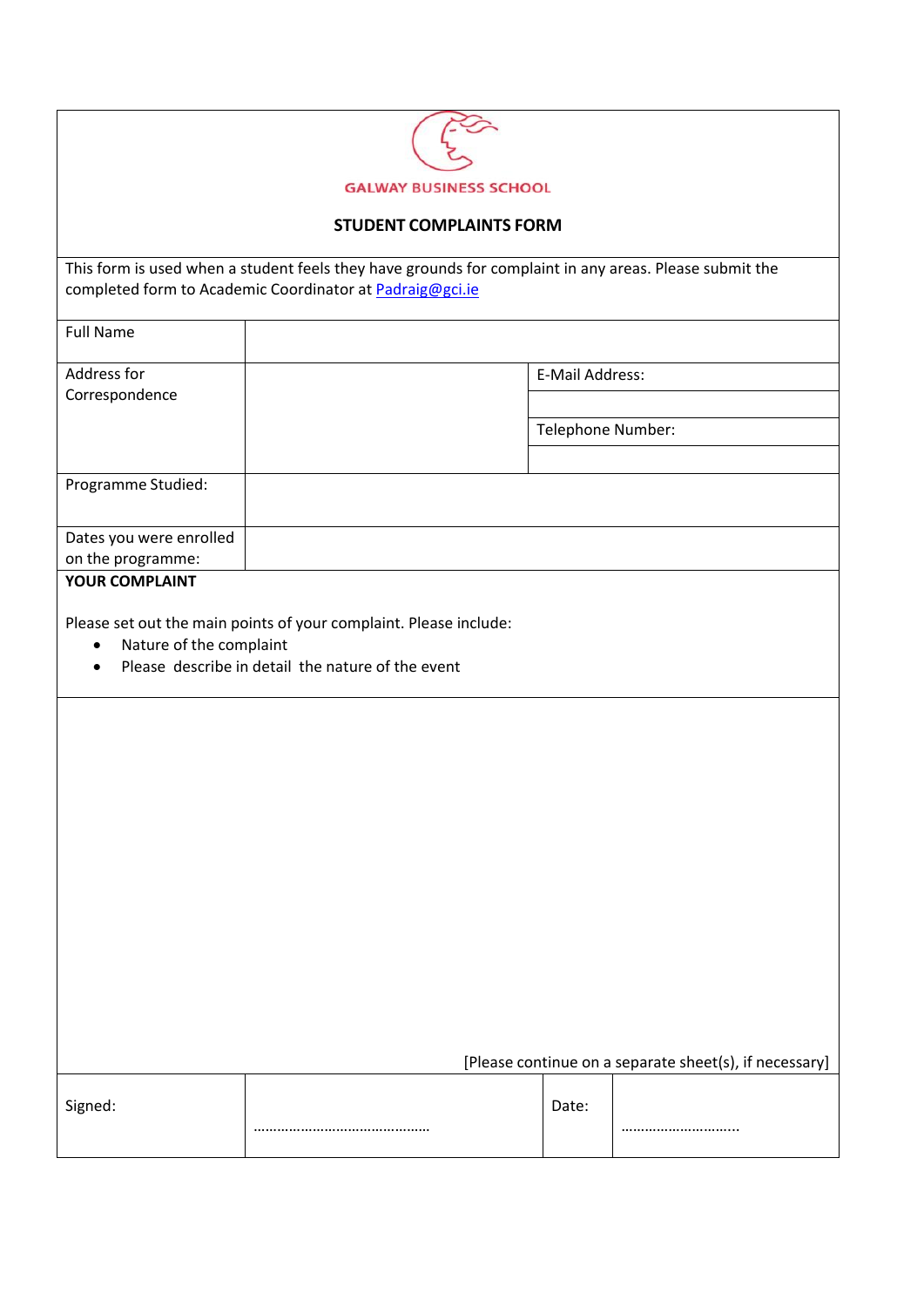GALWAY BUSINESS SCHOOL

## STUDENT COMPLAINTS FORM

This form is used when a student feels they have grounds for complaint in any areas. Please submit the completed form to Academic Coordinator at Padraig@gci.ie

| | | | |
|---|---|---|---|
| Full Name | | | |
| Address for Correspondence | | E-Mail Address: | |
| | | Telephone Number: | |
| Programme Studied: | | | |
| Dates you were enrolled on the programme: | | | |

**YOUR COMPLAINT**

Please set out the main points of your complaint. Please include:

- Nature of the complaint
- Please describe in detail the nature of the event

[Please continue on a separate sheet(s), if necessary]

| Signed: | ……………………………………… | Date: | ……………………….. |
|---|---|---|---|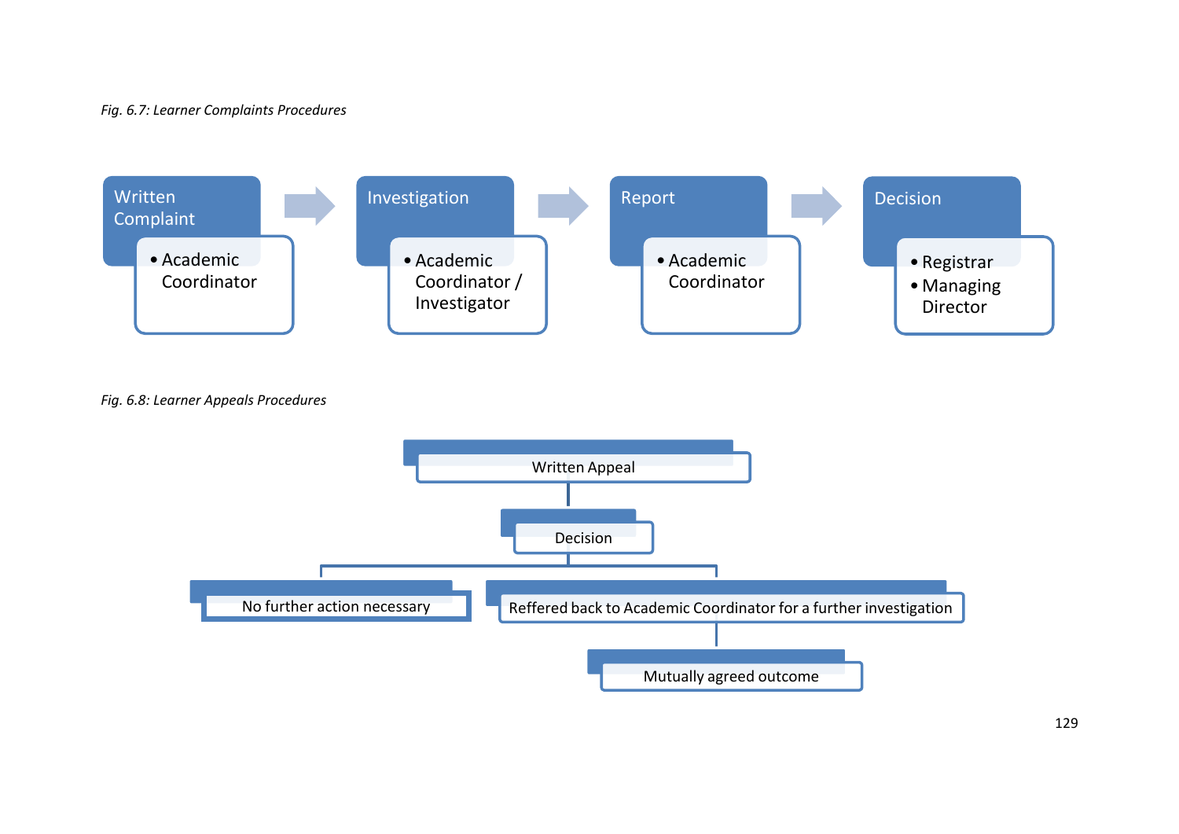*Fig. 6.7: Learner Complaints Procedures*

**Written Complaint**
- Academic Coordinator

→

**Investigation**
- Academic Coordinator / Investigator

→

**Report**
- Academic Coordinator

→

**Decision**
- Registrar
- Managing Director

*Fig. 6.8: Learner Appeals Procedures*

- Written Appeal
  - Decision
    - No further action necessary
    - Reffered back to Academic Coordinator for a further investigation
      - Mutually agreed outcome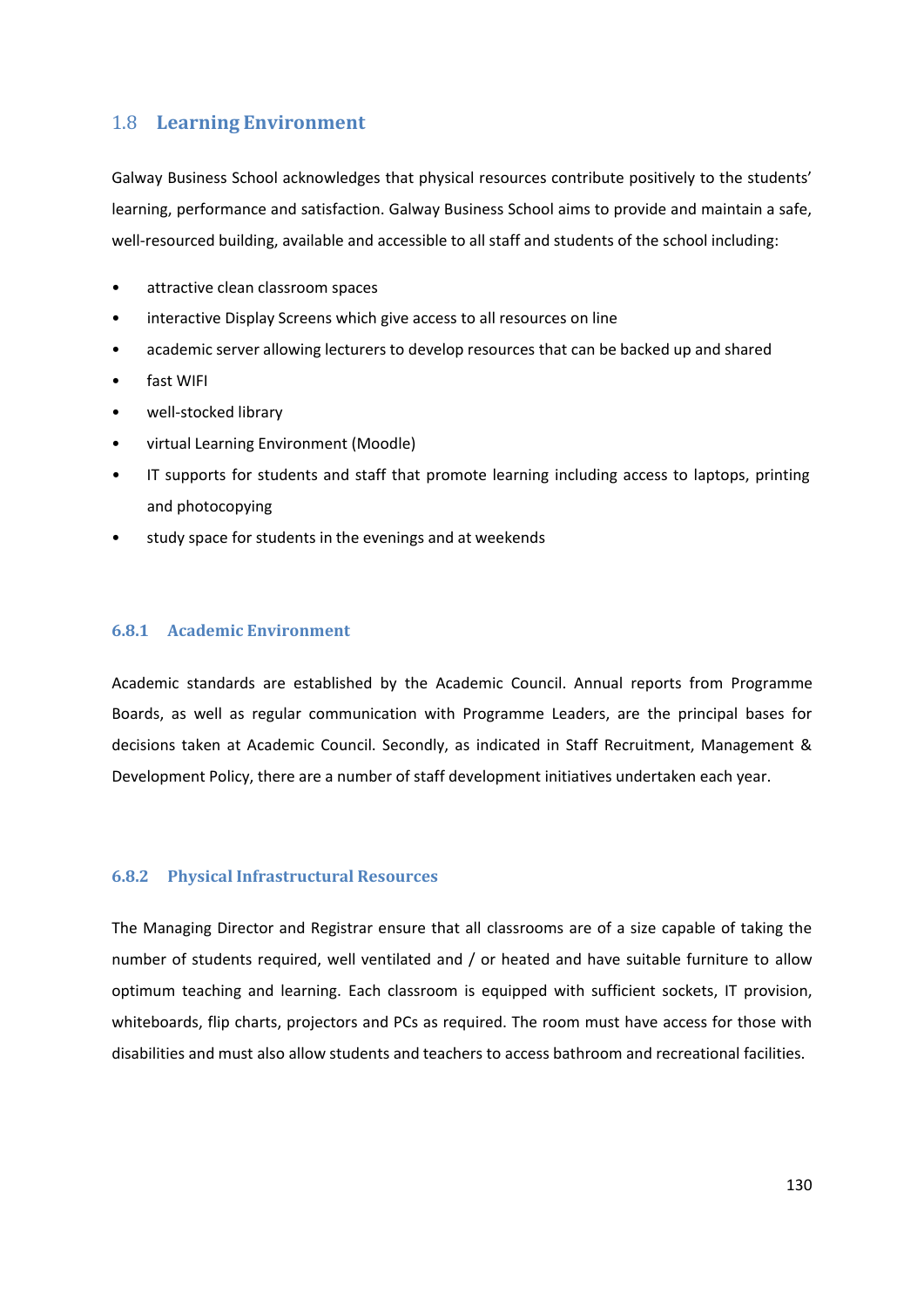## 1.8 Learning Environment

Galway Business School acknowledges that physical resources contribute positively to the students' learning, performance and satisfaction. Galway Business School aims to provide and maintain a safe, well-resourced building, available and accessible to all staff and students of the school including:

- attractive clean classroom spaces
- interactive Display Screens which give access to all resources on line
- academic server allowing lecturers to develop resources that can be backed up and shared
- fast WIFI
- well-stocked library
- virtual Learning Environment (Moodle)
- IT supports for students and staff that promote learning including access to laptops, printing and photocopying
- study space for students in the evenings and at weekends

### 6.8.1 Academic Environment

Academic standards are established by the Academic Council. Annual reports from Programme Boards, as well as regular communication with Programme Leaders, are the principal bases for decisions taken at Academic Council. Secondly, as indicated in Staff Recruitment, Management & Development Policy, there are a number of staff development initiatives undertaken each year.

### 6.8.2 Physical Infrastructural Resources

The Managing Director and Registrar ensure that all classrooms are of a size capable of taking the number of students required, well ventilated and / or heated and have suitable furniture to allow optimum teaching and learning. Each classroom is equipped with sufficient sockets, IT provision, whiteboards, flip charts, projectors and PCs as required. The room must have access for those with disabilities and must also allow students and teachers to access bathroom and recreational facilities.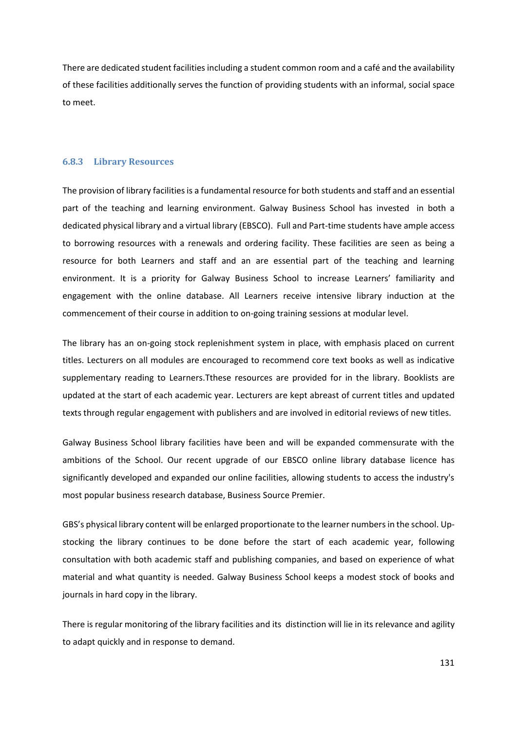There are dedicated student facilities including a student common room and a café and the availability of these facilities additionally serves the function of providing students with an informal, social space to meet.

### 6.8.3 Library Resources

The provision of library facilities is a fundamental resource for both students and staff and an essential part of the teaching and learning environment. Galway Business School has invested in both a dedicated physical library and a virtual library (EBSCO). Full and Part-time students have ample access to borrowing resources with a renewals and ordering facility. These facilities are seen as being a resource for both Learners and staff and an are essential part of the teaching and learning environment. It is a priority for Galway Business School to increase Learners' familiarity and engagement with the online database. All Learners receive intensive library induction at the commencement of their course in addition to on-going training sessions at modular level.

The library has an on-going stock replenishment system in place, with emphasis placed on current titles. Lecturers on all modules are encouraged to recommend core text books as well as indicative supplementary reading to Learners.Tthese resources are provided for in the library. Booklists are updated at the start of each academic year. Lecturers are kept abreast of current titles and updated texts through regular engagement with publishers and are involved in editorial reviews of new titles.

Galway Business School library facilities have been and will be expanded commensurate with the ambitions of the School. Our recent upgrade of our EBSCO online library database licence has significantly developed and expanded our online facilities, allowing students to access the industry's most popular business research database, Business Source Premier.

GBS's physical library content will be enlarged proportionate to the learner numbers in the school. Up-stocking the library continues to be done before the start of each academic year, following consultation with both academic staff and publishing companies, and based on experience of what material and what quantity is needed. Galway Business School keeps a modest stock of books and journals in hard copy in the library.

There is regular monitoring of the library facilities and its distinction will lie in its relevance and agility to adapt quickly and in response to demand.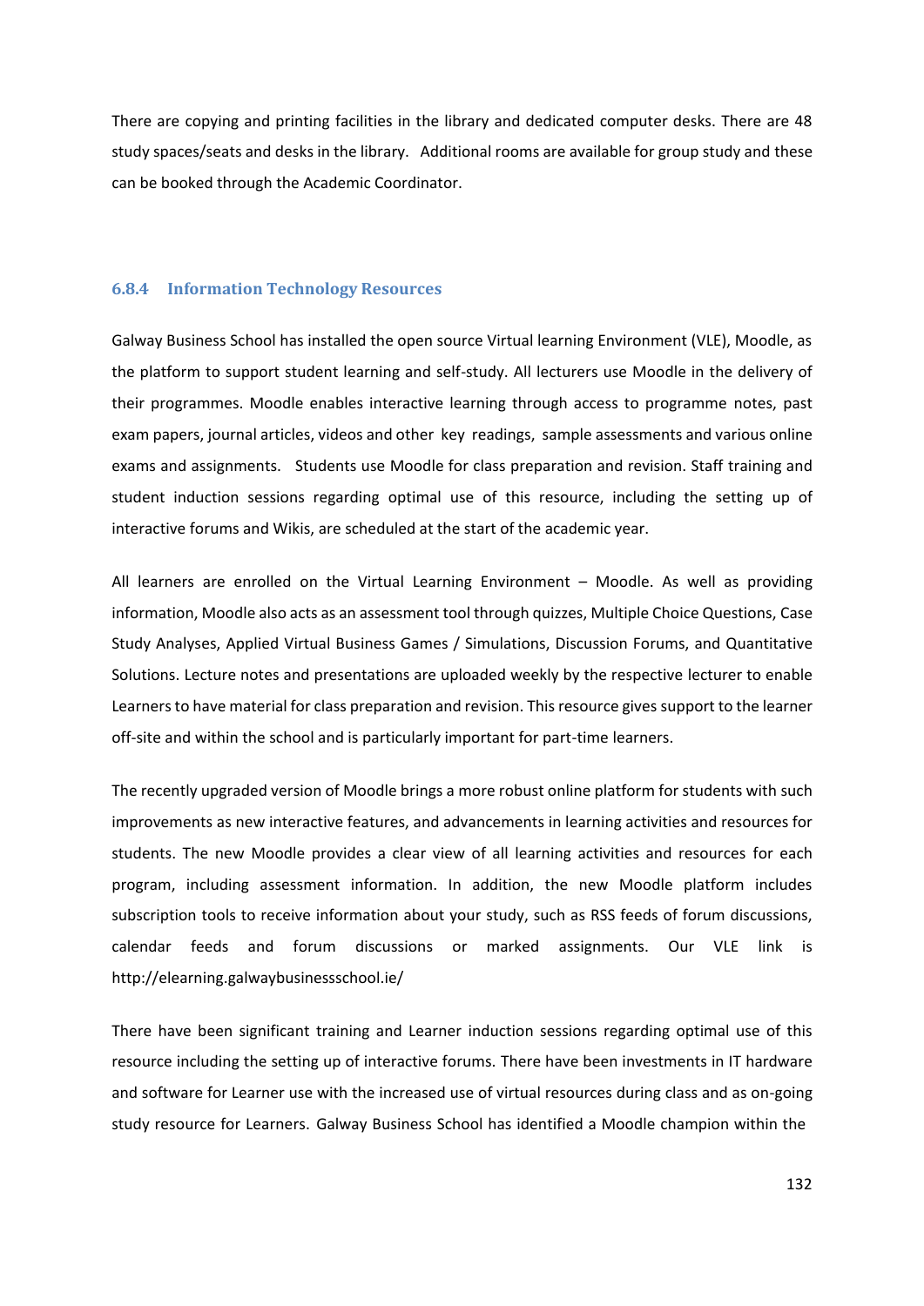There are copying and printing facilities in the library and dedicated computer desks. There are 48 study spaces/seats and desks in the library. Additional rooms are available for group study and these can be booked through the Academic Coordinator.

### 6.8.4 Information Technology Resources

Galway Business School has installed the open source Virtual learning Environment (VLE), Moodle, as the platform to support student learning and self-study. All lecturers use Moodle in the delivery of their programmes. Moodle enables interactive learning through access to programme notes, past exam papers, journal articles, videos and other key readings, sample assessments and various online exams and assignments. Students use Moodle for class preparation and revision. Staff training and student induction sessions regarding optimal use of this resource, including the setting up of interactive forums and Wikis, are scheduled at the start of the academic year.

All learners are enrolled on the Virtual Learning Environment – Moodle. As well as providing information, Moodle also acts as an assessment tool through quizzes, Multiple Choice Questions, Case Study Analyses, Applied Virtual Business Games / Simulations, Discussion Forums, and Quantitative Solutions. Lecture notes and presentations are uploaded weekly by the respective lecturer to enable Learners to have material for class preparation and revision. This resource gives support to the learner off-site and within the school and is particularly important for part-time learners.

The recently upgraded version of Moodle brings a more robust online platform for students with such improvements as new interactive features, and advancements in learning activities and resources for students. The new Moodle provides a clear view of all learning activities and resources for each program, including assessment information. In addition, the new Moodle platform includes subscription tools to receive information about your study, such as RSS feeds of forum discussions, calendar feeds and forum discussions or marked assignments. Our VLE link is http://elearning.galwaybusinessschool.ie/

There have been significant training and Learner induction sessions regarding optimal use of this resource including the setting up of interactive forums. There have been investments in IT hardware and software for Learner use with the increased use of virtual resources during class and as on-going study resource for Learners. Galway Business School has identified a Moodle champion within the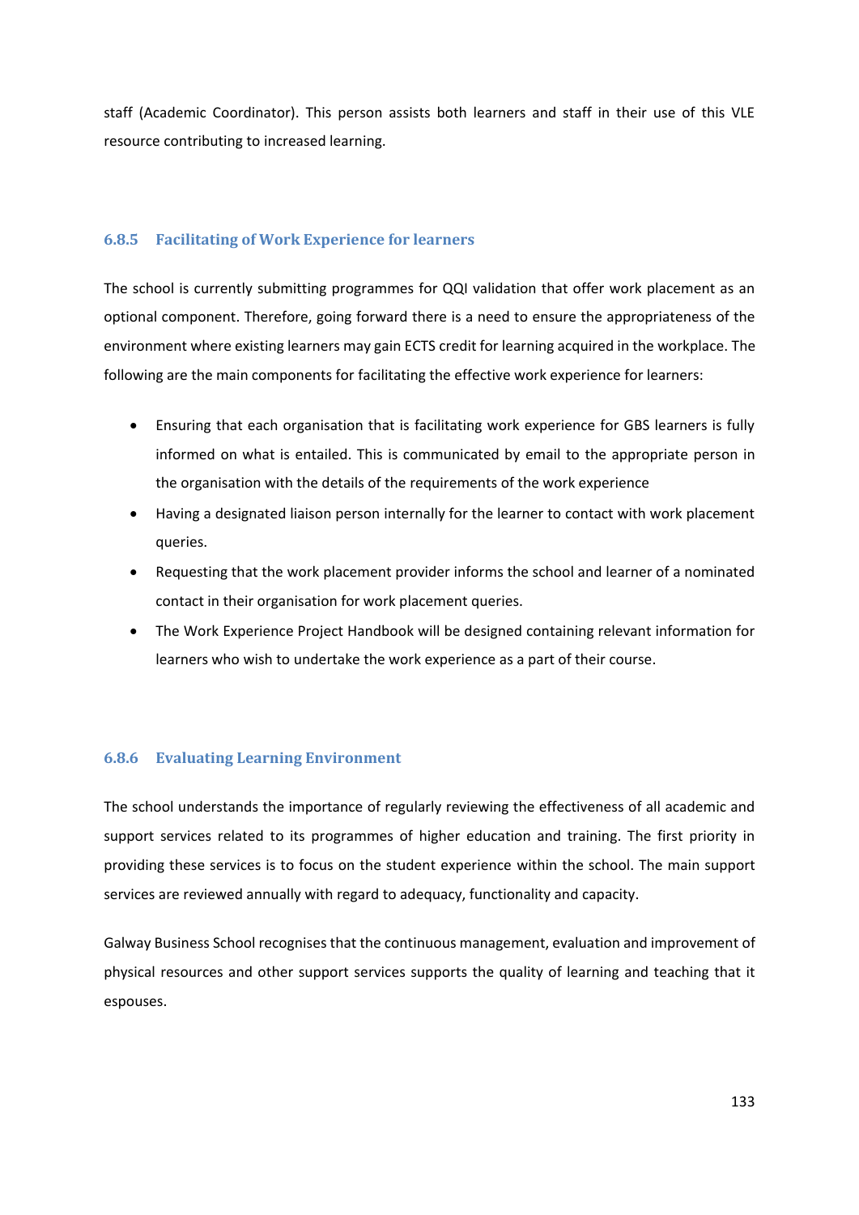staff (Academic Coordinator). This person assists both learners and staff in their use of this VLE resource contributing to increased learning.

### 6.8.5 Facilitating of Work Experience for learners

The school is currently submitting programmes for QQI validation that offer work placement as an optional component. Therefore, going forward there is a need to ensure the appropriateness of the environment where existing learners may gain ECTS credit for learning acquired in the workplace. The following are the main components for facilitating the effective work experience for learners:

- Ensuring that each organisation that is facilitating work experience for GBS learners is fully informed on what is entailed. This is communicated by email to the appropriate person in the organisation with the details of the requirements of the work experience
- Having a designated liaison person internally for the learner to contact with work placement queries.
- Requesting that the work placement provider informs the school and learner of a nominated contact in their organisation for work placement queries.
- The Work Experience Project Handbook will be designed containing relevant information for learners who wish to undertake the work experience as a part of their course.

### 6.8.6 Evaluating Learning Environment

The school understands the importance of regularly reviewing the effectiveness of all academic and support services related to its programmes of higher education and training. The first priority in providing these services is to focus on the student experience within the school. The main support services are reviewed annually with regard to adequacy, functionality and capacity.

Galway Business School recognises that the continuous management, evaluation and improvement of physical resources and other support services supports the quality of learning and teaching that it espouses.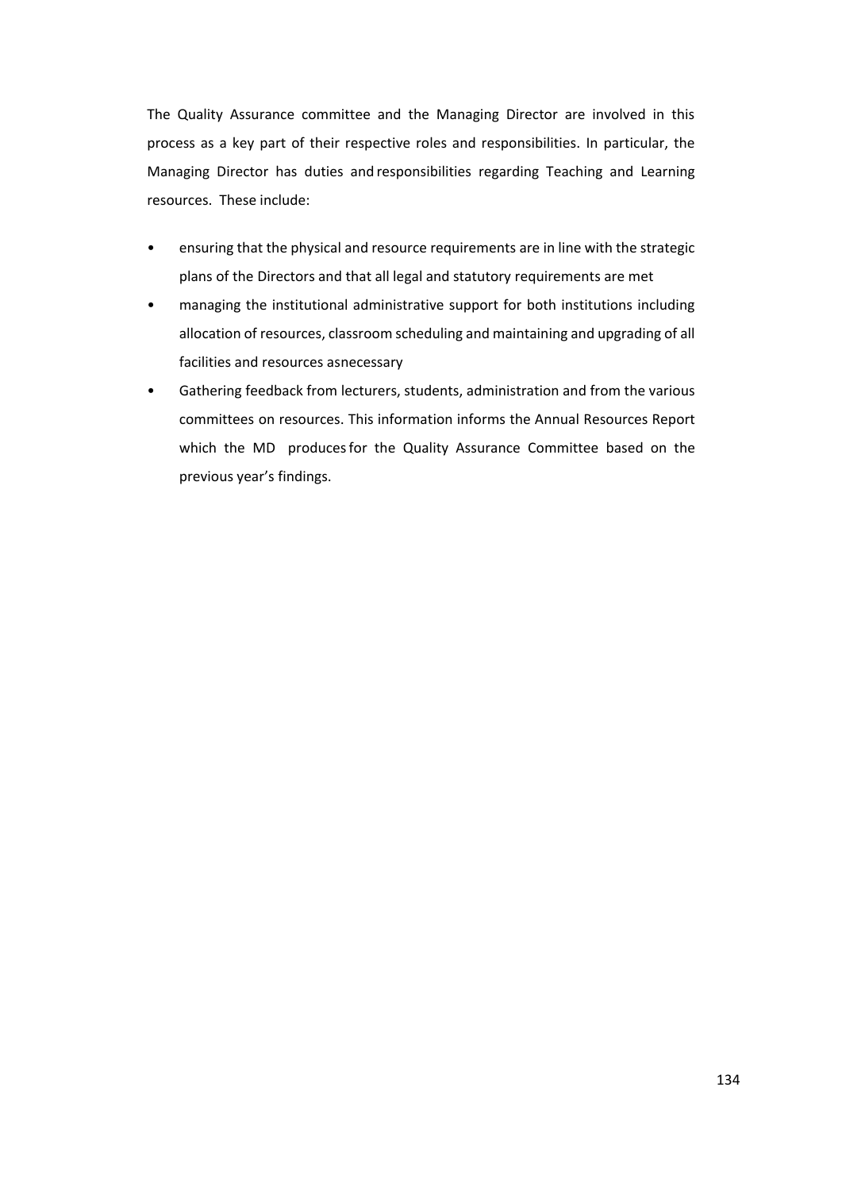The Quality Assurance committee and the Managing Director are involved in this process as a key part of their respective roles and responsibilities. In particular, the Managing Director has duties and responsibilities regarding Teaching and Learning resources. These include:

- ensuring that the physical and resource requirements are in line with the strategic plans of the Directors and that all legal and statutory requirements are met
- managing the institutional administrative support for both institutions including allocation of resources, classroom scheduling and maintaining and upgrading of all facilities and resources asnecessary
- Gathering feedback from lecturers, students, administration and from the various committees on resources. This information informs the Annual Resources Report which the MD produces for the Quality Assurance Committee based on the previous year's findings.